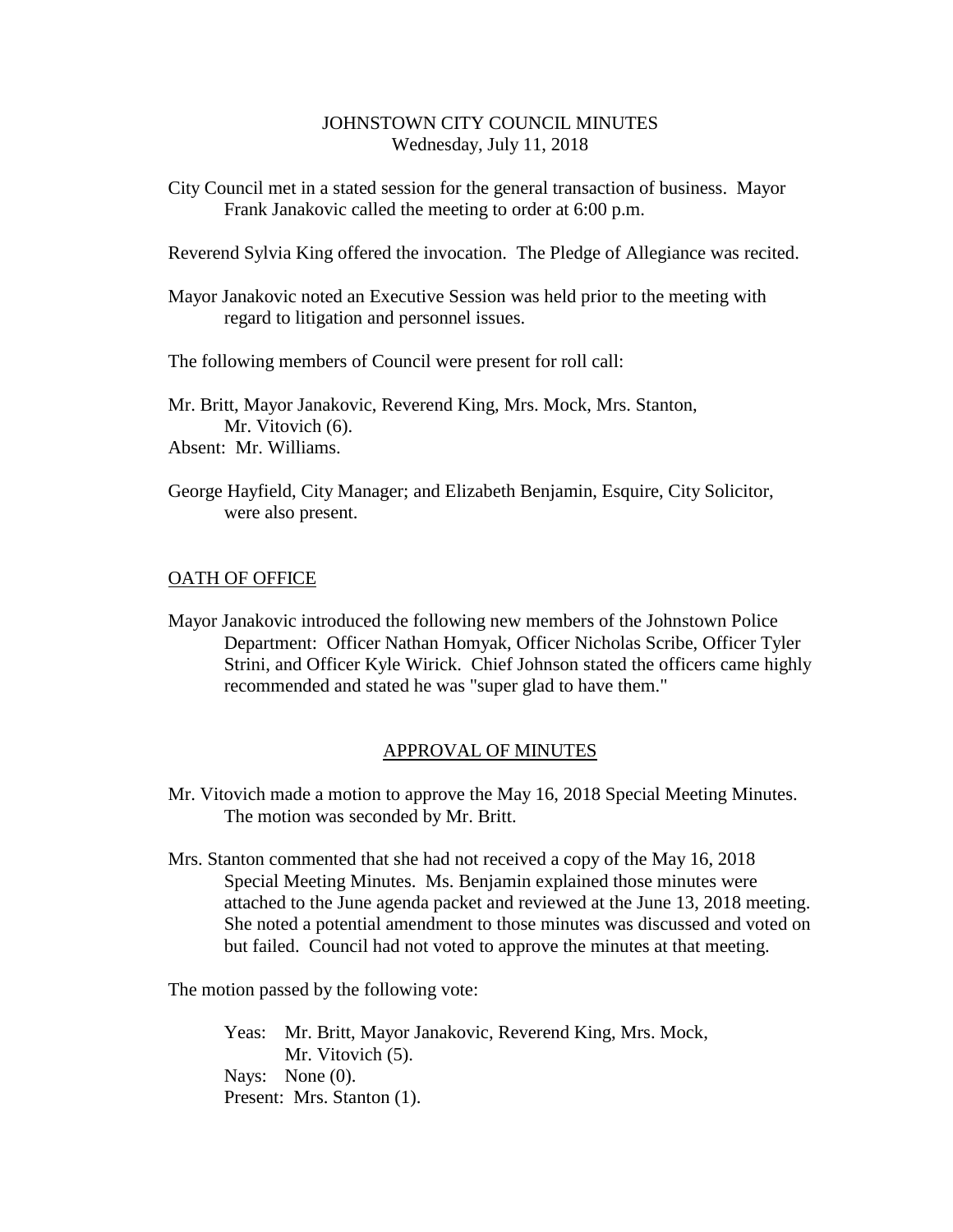# JOHNSTOWN CITY COUNCIL MINUTES
Wednesday, July 11, 2018

City Council met in a stated session for the general transaction of business. Mayor Frank Janakovic called the meeting to order at 6:00 p.m.

Reverend Sylvia King offered the invocation. The Pledge of Allegiance was recited.

Mayor Janakovic noted an Executive Session was held prior to the meeting with regard to litigation and personnel issues.

The following members of Council were present for roll call:

Mr. Britt, Mayor Janakovic, Reverend King, Mrs. Mock, Mrs. Stanton, Mr. Vitovich (6).
Absent: Mr. Williams.

George Hayfield, City Manager; and Elizabeth Benjamin, Esquire, City Solicitor, were also present.

## OATH OF OFFICE

Mayor Janakovic introduced the following new members of the Johnstown Police Department: Officer Nathan Homyak, Officer Nicholas Scribe, Officer Tyler Strini, and Officer Kyle Wirick. Chief Johnson stated the officers came highly recommended and stated he was "super glad to have them."

## APPROVAL OF MINUTES

Mr. Vitovich made a motion to approve the May 16, 2018 Special Meeting Minutes. The motion was seconded by Mr. Britt.

Mrs. Stanton commented that she had not received a copy of the May 16, 2018 Special Meeting Minutes. Ms. Benjamin explained those minutes were attached to the June agenda packet and reviewed at the June 13, 2018 meeting. She noted a potential amendment to those minutes was discussed and voted on but failed. Council had not voted to approve the minutes at that meeting.

The motion passed by the following vote:

Yeas: Mr. Britt, Mayor Janakovic, Reverend King, Mrs. Mock, Mr. Vitovich (5).
Nays: None (0).
Present: Mrs. Stanton (1).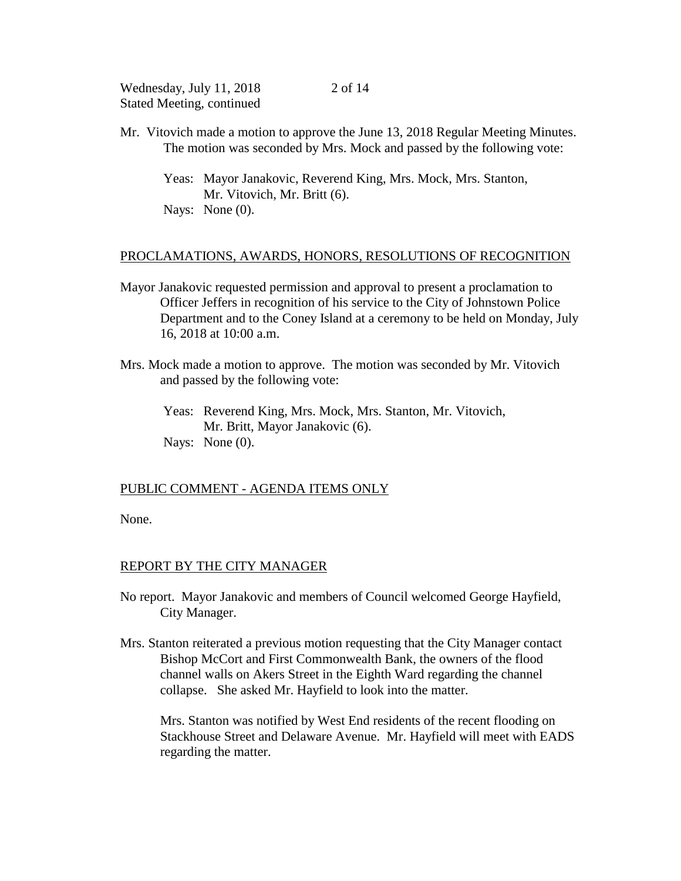Mr. Vitovich made a motion to approve the June 13, 2018 Regular Meeting Minutes. The motion was seconded by Mrs. Mock and passed by the following vote:

Yeas: Mayor Janakovic, Reverend King, Mrs. Mock, Mrs. Stanton, Mr. Vitovich, Mr. Britt (6).
Nays: None (0).

## PROCLAMATIONS, AWARDS, HONORS, RESOLUTIONS OF RECOGNITION

Mayor Janakovic requested permission and approval to present a proclamation to Officer Jeffers in recognition of his service to the City of Johnstown Police Department and to the Coney Island at a ceremony to be held on Monday, July 16, 2018 at 10:00 a.m.

Mrs. Mock made a motion to approve. The motion was seconded by Mr. Vitovich and passed by the following vote:

Yeas: Reverend King, Mrs. Mock, Mrs. Stanton, Mr. Vitovich, Mr. Britt, Mayor Janakovic (6).
Nays: None (0).

## PUBLIC COMMENT - AGENDA ITEMS ONLY

None.

## REPORT BY THE CITY MANAGER

No report. Mayor Janakovic and members of Council welcomed George Hayfield, City Manager.

Mrs. Stanton reiterated a previous motion requesting that the City Manager contact Bishop McCort and First Commonwealth Bank, the owners of the flood channel walls on Akers Street in the Eighth Ward regarding the channel collapse. She asked Mr. Hayfield to look into the matter.

Mrs. Stanton was notified by West End residents of the recent flooding on Stackhouse Street and Delaware Avenue. Mr. Hayfield will meet with EADS regarding the matter.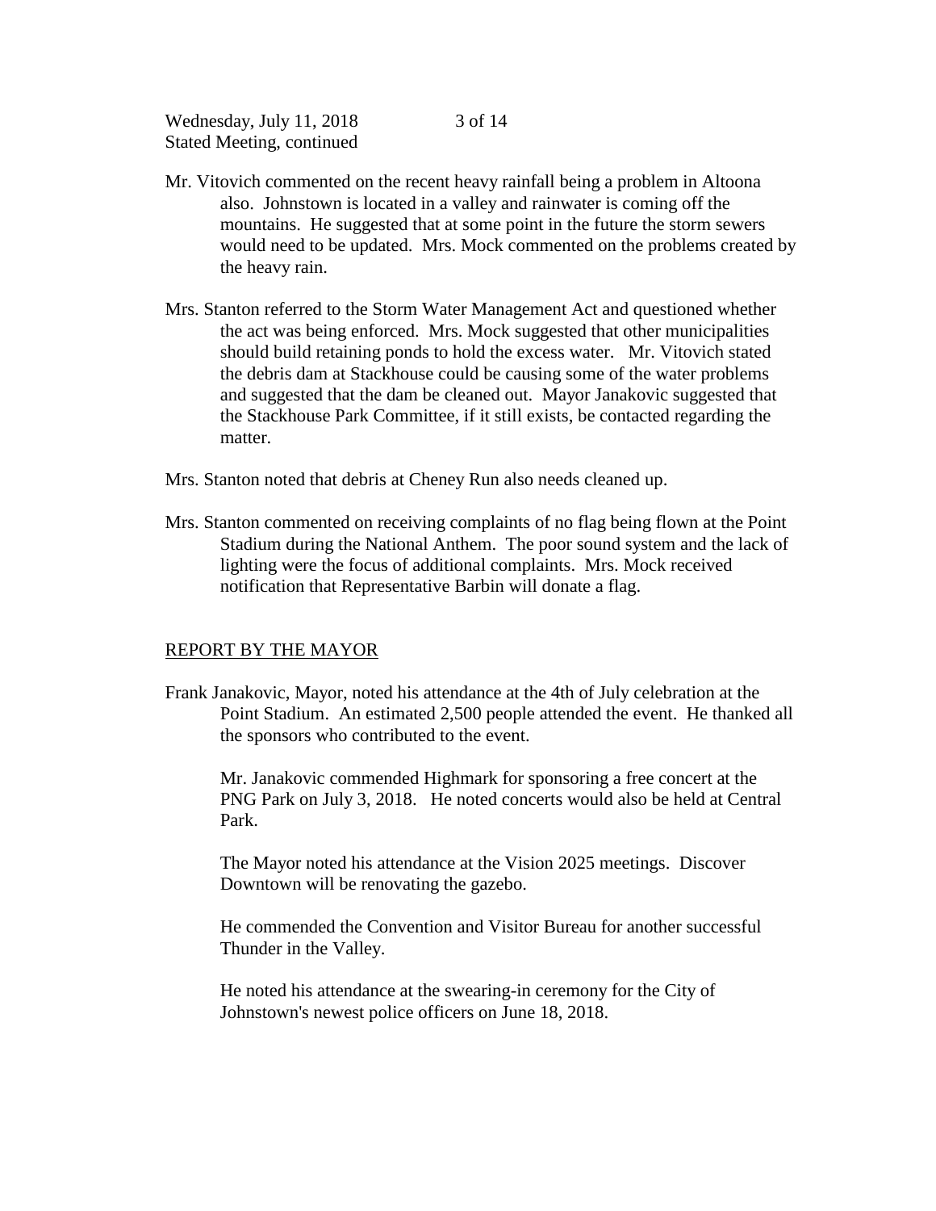Mr. Vitovich commented on the recent heavy rainfall being a problem in Altoona also. Johnstown is located in a valley and rainwater is coming off the mountains. He suggested that at some point in the future the storm sewers would need to be updated. Mrs. Mock commented on the problems created by the heavy rain.

Mrs. Stanton referred to the Storm Water Management Act and questioned whether the act was being enforced. Mrs. Mock suggested that other municipalities should build retaining ponds to hold the excess water. Mr. Vitovich stated the debris dam at Stackhouse could be causing some of the water problems and suggested that the dam be cleaned out. Mayor Janakovic suggested that the Stackhouse Park Committee, if it still exists, be contacted regarding the matter.

Mrs. Stanton noted that debris at Cheney Run also needs cleaned up.

Mrs. Stanton commented on receiving complaints of no flag being flown at the Point Stadium during the National Anthem. The poor sound system and the lack of lighting were the focus of additional complaints. Mrs. Mock received notification that Representative Barbin will donate a flag.

## REPORT BY THE MAYOR

Frank Janakovic, Mayor, noted his attendance at the 4th of July celebration at the Point Stadium. An estimated 2,500 people attended the event. He thanked all the sponsors who contributed to the event.

Mr. Janakovic commended Highmark for sponsoring a free concert at the PNG Park on July 3, 2018. He noted concerts would also be held at Central Park.

The Mayor noted his attendance at the Vision 2025 meetings. Discover Downtown will be renovating the gazebo.

He commended the Convention and Visitor Bureau for another successful Thunder in the Valley.

He noted his attendance at the swearing-in ceremony for the City of Johnstown's newest police officers on June 18, 2018.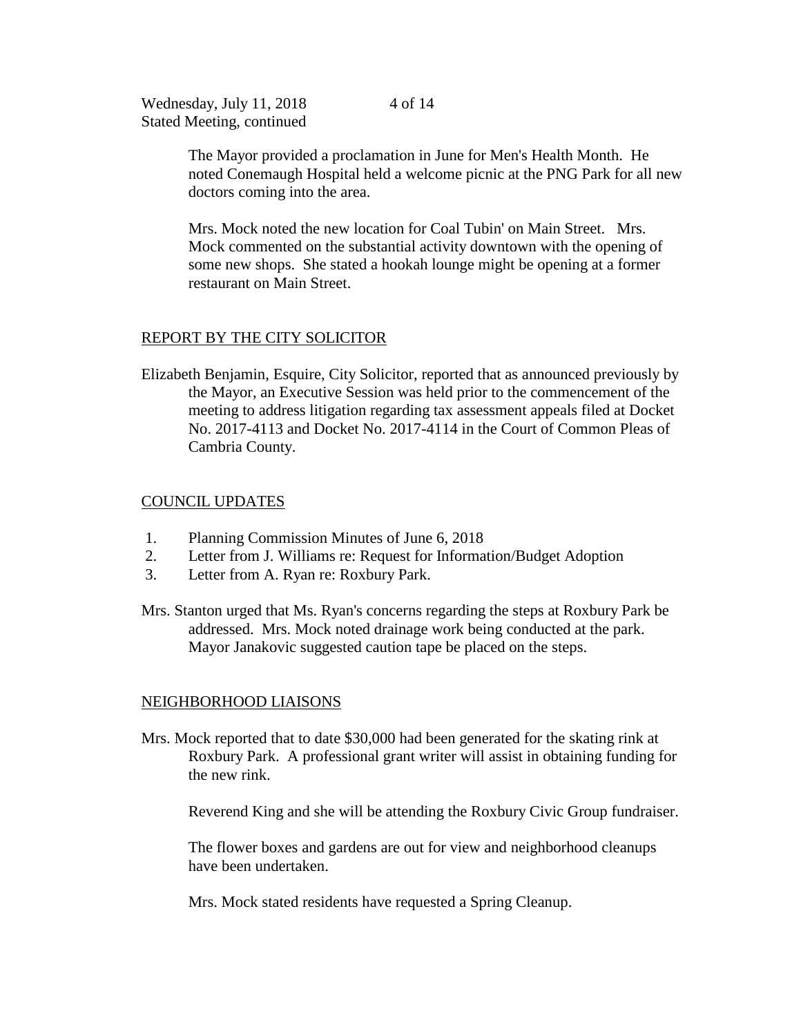The Mayor provided a proclamation in June for Men's Health Month. He noted Conemaugh Hospital held a welcome picnic at the PNG Park for all new doctors coming into the area.

Mrs. Mock noted the new location for Coal Tubin' on Main Street. Mrs. Mock commented on the substantial activity downtown with the opening of some new shops. She stated a hookah lounge might be opening at a former restaurant on Main Street.

## REPORT BY THE CITY SOLICITOR

Elizabeth Benjamin, Esquire, City Solicitor, reported that as announced previously by the Mayor, an Executive Session was held prior to the commencement of the meeting to address litigation regarding tax assessment appeals filed at Docket No. 2017-4113 and Docket No. 2017-4114 in the Court of Common Pleas of Cambria County.

## COUNCIL UPDATES

1. Planning Commission Minutes of June 6, 2018
2. Letter from J. Williams re: Request for Information/Budget Adoption
3. Letter from A. Ryan re: Roxbury Park.

Mrs. Stanton urged that Ms. Ryan's concerns regarding the steps at Roxbury Park be addressed. Mrs. Mock noted drainage work being conducted at the park. Mayor Janakovic suggested caution tape be placed on the steps.

## NEIGHBORHOOD LIAISONS

Mrs. Mock reported that to date $30,000 had been generated for the skating rink at Roxbury Park. A professional grant writer will assist in obtaining funding for the new rink.

Reverend King and she will be attending the Roxbury Civic Group fundraiser.

The flower boxes and gardens are out for view and neighborhood cleanups have been undertaken.

Mrs. Mock stated residents have requested a Spring Cleanup.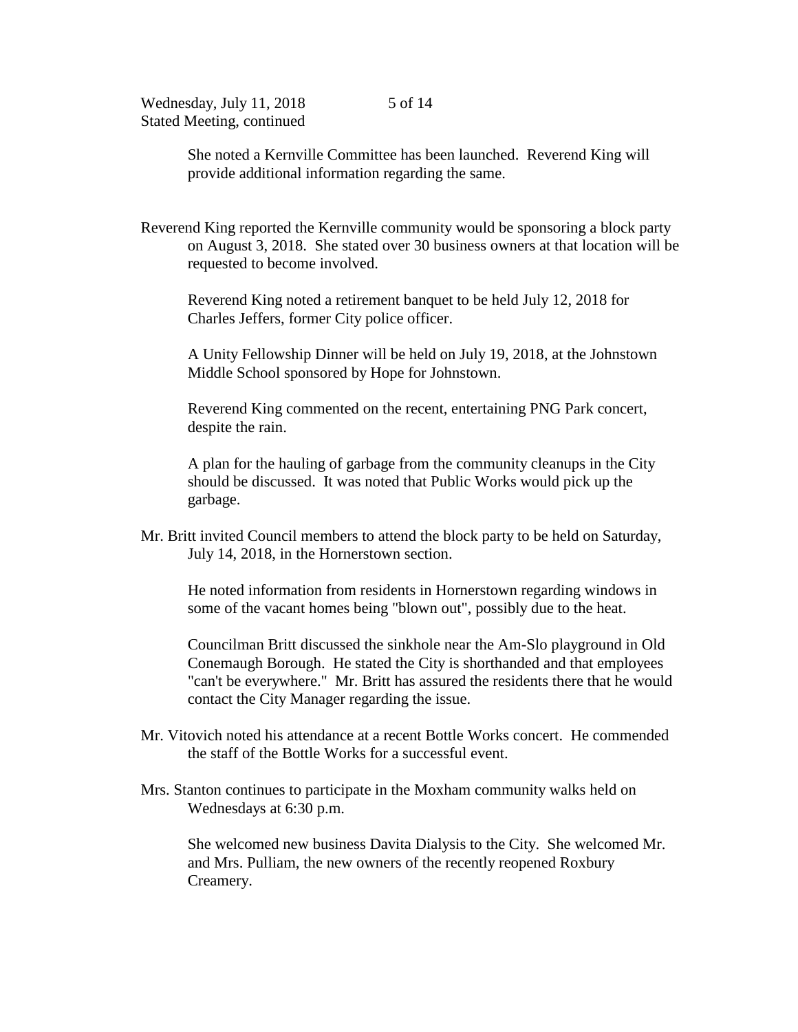She noted a Kernville Committee has been launched. Reverend King will provide additional information regarding the same.

Reverend King reported the Kernville community would be sponsoring a block party on August 3, 2018. She stated over 30 business owners at that location will be requested to become involved.

Reverend King noted a retirement banquet to be held July 12, 2018 for Charles Jeffers, former City police officer.

A Unity Fellowship Dinner will be held on July 19, 2018, at the Johnstown Middle School sponsored by Hope for Johnstown.

Reverend King commented on the recent, entertaining PNG Park concert, despite the rain.

A plan for the hauling of garbage from the community cleanups in the City should be discussed. It was noted that Public Works would pick up the garbage.

Mr. Britt invited Council members to attend the block party to be held on Saturday, July 14, 2018, in the Hornerstown section.

He noted information from residents in Hornerstown regarding windows in some of the vacant homes being "blown out", possibly due to the heat.

Councilman Britt discussed the sinkhole near the Am-Slo playground in Old Conemaugh Borough. He stated the City is shorthanded and that employees "can't be everywhere." Mr. Britt has assured the residents there that he would contact the City Manager regarding the issue.

Mr. Vitovich noted his attendance at a recent Bottle Works concert. He commended the staff of the Bottle Works for a successful event.

Mrs. Stanton continues to participate in the Moxham community walks held on Wednesdays at 6:30 p.m.

She welcomed new business Davita Dialysis to the City. She welcomed Mr. and Mrs. Pulliam, the new owners of the recently reopened Roxbury Creamery.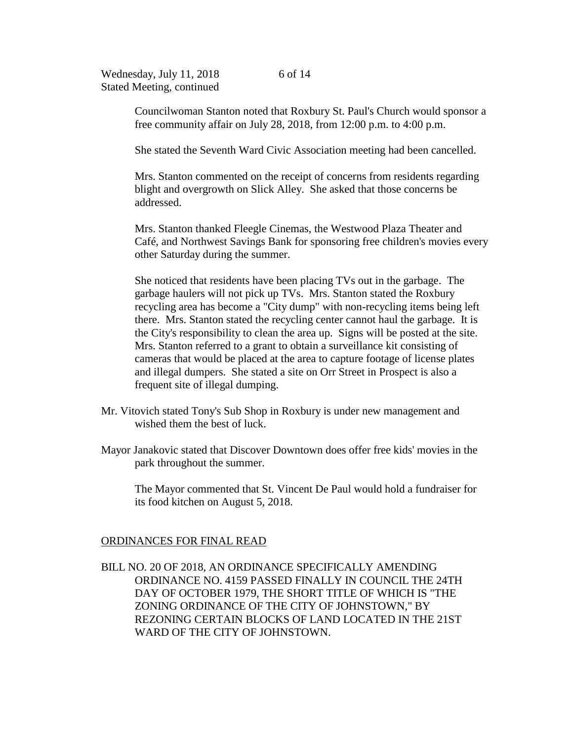Councilwoman Stanton noted that Roxbury St. Paul's Church would sponsor a free community affair on July 28, 2018, from 12:00 p.m. to 4:00 p.m.

She stated the Seventh Ward Civic Association meeting had been cancelled.

Mrs. Stanton commented on the receipt of concerns from residents regarding blight and overgrowth on Slick Alley. She asked that those concerns be addressed.

Mrs. Stanton thanked Fleegle Cinemas, the Westwood Plaza Theater and Café, and Northwest Savings Bank for sponsoring free children's movies every other Saturday during the summer.

She noticed that residents have been placing TVs out in the garbage. The garbage haulers will not pick up TVs. Mrs. Stanton stated the Roxbury recycling area has become a "City dump" with non-recycling items being left there. Mrs. Stanton stated the recycling center cannot haul the garbage. It is the City's responsibility to clean the area up. Signs will be posted at the site. Mrs. Stanton referred to a grant to obtain a surveillance kit consisting of cameras that would be placed at the area to capture footage of license plates and illegal dumpers. She stated a site on Orr Street in Prospect is also a frequent site of illegal dumping.

Mr. Vitovich stated Tony's Sub Shop in Roxbury is under new management and wished them the best of luck.

Mayor Janakovic stated that Discover Downtown does offer free kids' movies in the park throughout the summer.

The Mayor commented that St. Vincent De Paul would hold a fundraiser for its food kitchen on August 5, 2018.

ORDINANCES FOR FINAL READ

BILL NO. 20 OF 2018, AN ORDINANCE SPECIFICALLY AMENDING ORDINANCE NO. 4159 PASSED FINALLY IN COUNCIL THE 24TH DAY OF OCTOBER 1979, THE SHORT TITLE OF WHICH IS "THE ZONING ORDINANCE OF THE CITY OF JOHNSTOWN," BY REZONING CERTAIN BLOCKS OF LAND LOCATED IN THE 21ST WARD OF THE CITY OF JOHNSTOWN.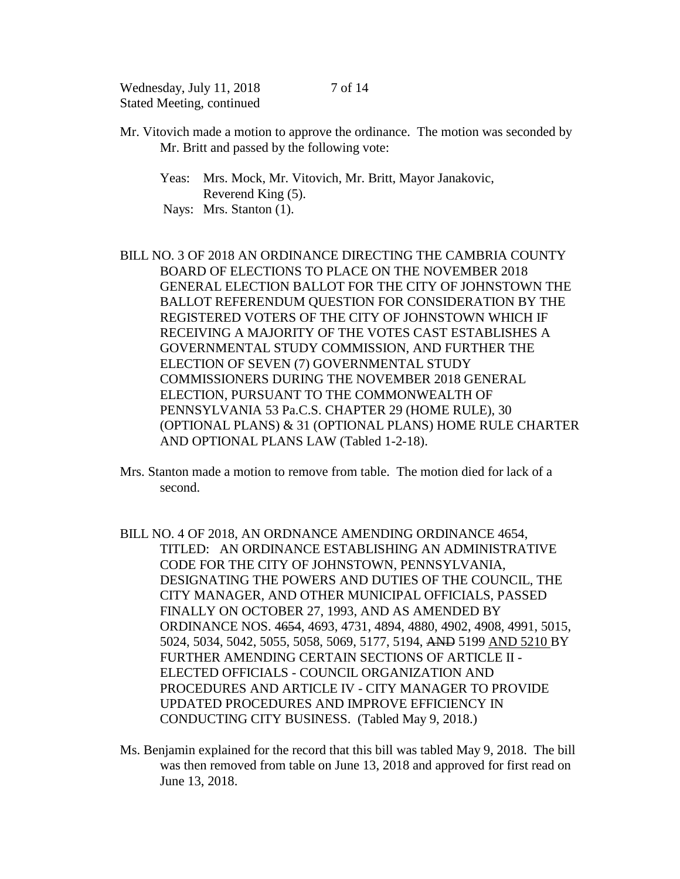Mr. Vitovich made a motion to approve the ordinance. The motion was seconded by Mr. Britt and passed by the following vote:

Yeas: Mrs. Mock, Mr. Vitovich, Mr. Britt, Mayor Janakovic, Reverend King (5).
Nays: Mrs. Stanton (1).

BILL NO. 3 OF 2018 AN ORDINANCE DIRECTING THE CAMBRIA COUNTY BOARD OF ELECTIONS TO PLACE ON THE NOVEMBER 2018 GENERAL ELECTION BALLOT FOR THE CITY OF JOHNSTOWN THE BALLOT REFERENDUM QUESTION FOR CONSIDERATION BY THE REGISTERED VOTERS OF THE CITY OF JOHNSTOWN WHICH IF RECEIVING A MAJORITY OF THE VOTES CAST ESTABLISHES A GOVERNMENTAL STUDY COMMISSION, AND FURTHER THE ELECTION OF SEVEN (7) GOVERNMENTAL STUDY COMMISSIONERS DURING THE NOVEMBER 2018 GENERAL ELECTION, PURSUANT TO THE COMMONWEALTH OF PENNSYLVANIA 53 Pa.C.S. CHAPTER 29 (HOME RULE), 30 (OPTIONAL PLANS) & 31 (OPTIONAL PLANS) HOME RULE CHARTER AND OPTIONAL PLANS LAW (Tabled 1-2-18).

Mrs. Stanton made a motion to remove from table. The motion died for lack of a second.

BILL NO. 4 OF 2018, AN ORDNANCE AMENDING ORDINANCE 4654, TITLED: AN ORDINANCE ESTABLISHING AN ADMINISTRATIVE CODE FOR THE CITY OF JOHNSTOWN, PENNSYLVANIA, DESIGNATING THE POWERS AND DUTIES OF THE COUNCIL, THE CITY MANAGER, AND OTHER MUNICIPAL OFFICIALS, PASSED FINALLY ON OCTOBER 27, 1993, AND AS AMENDED BY ORDINANCE NOS. ~~4654~~, 4693, 4731, 4894, 4880, 4902, 4908, 4991, 5015, 5024, 5034, 5042, 5055, 5058, 5069, 5177, 5194, ~~AND~~ 5199 <u>AND 5210</u> BY FURTHER AMENDING CERTAIN SECTIONS OF ARTICLE II - ELECTED OFFICIALS - COUNCIL ORGANIZATION AND PROCEDURES AND ARTICLE IV - CITY MANAGER TO PROVIDE UPDATED PROCEDURES AND IMPROVE EFFICIENCY IN CONDUCTING CITY BUSINESS. (Tabled May 9, 2018.)

Ms. Benjamin explained for the record that this bill was tabled May 9, 2018. The bill was then removed from table on June 13, 2018 and approved for first read on June 13, 2018.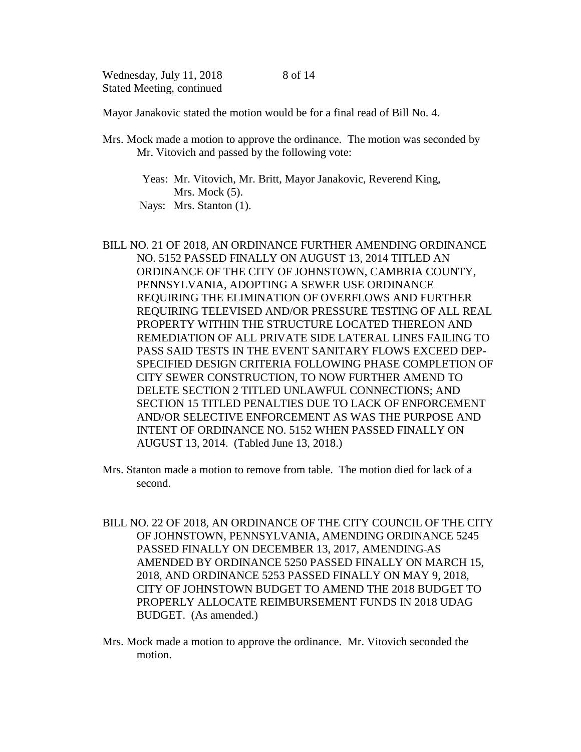Mayor Janakovic stated the motion would be for a final read of Bill No. 4.

Mrs. Mock made a motion to approve the ordinance. The motion was seconded by Mr. Vitovich and passed by the following vote:

Yeas: Mr. Vitovich, Mr. Britt, Mayor Janakovic, Reverend King, Mrs. Mock (5).
Nays: Mrs. Stanton (1).

BILL NO. 21 OF 2018, AN ORDINANCE FURTHER AMENDING ORDINANCE NO. 5152 PASSED FINALLY ON AUGUST 13, 2014 TITLED AN ORDINANCE OF THE CITY OF JOHNSTOWN, CAMBRIA COUNTY, PENNSYLVANIA, ADOPTING A SEWER USE ORDINANCE REQUIRING THE ELIMINATION OF OVERFLOWS AND FURTHER REQUIRING TELEVISED AND/OR PRESSURE TESTING OF ALL REAL PROPERTY WITHIN THE STRUCTURE LOCATED THEREON AND REMEDIATION OF ALL PRIVATE SIDE LATERAL LINES FAILING TO PASS SAID TESTS IN THE EVENT SANITARY FLOWS EXCEED DEP-SPECIFIED DESIGN CRITERIA FOLLOWING PHASE COMPLETION OF CITY SEWER CONSTRUCTION, TO NOW FURTHER AMEND TO DELETE SECTION 2 TITLED UNLAWFUL CONNECTIONS; AND SECTION 15 TITLED PENALTIES DUE TO LACK OF ENFORCEMENT AND/OR SELECTIVE ENFORCEMENT AS WAS THE PURPOSE AND INTENT OF ORDINANCE NO. 5152 WHEN PASSED FINALLY ON AUGUST 13, 2014. (Tabled June 13, 2018.)

Mrs. Stanton made a motion to remove from table. The motion died for lack of a second.

BILL NO. 22 OF 2018, AN ORDINANCE OF THE CITY COUNCIL OF THE CITY OF JOHNSTOWN, PENNSYLVANIA, AMENDING ORDINANCE 5245 PASSED FINALLY ON DECEMBER 13, 2017, AMENDING AS AMENDED BY ORDINANCE 5250 PASSED FINALLY ON MARCH 15, 2018, AND ORDINANCE 5253 PASSED FINALLY ON MAY 9, 2018, CITY OF JOHNSTOWN BUDGET TO AMEND THE 2018 BUDGET TO PROPERLY ALLOCATE REIMBURSEMENT FUNDS IN 2018 UDAG BUDGET. (As amended.)

Mrs. Mock made a motion to approve the ordinance. Mr. Vitovich seconded the motion.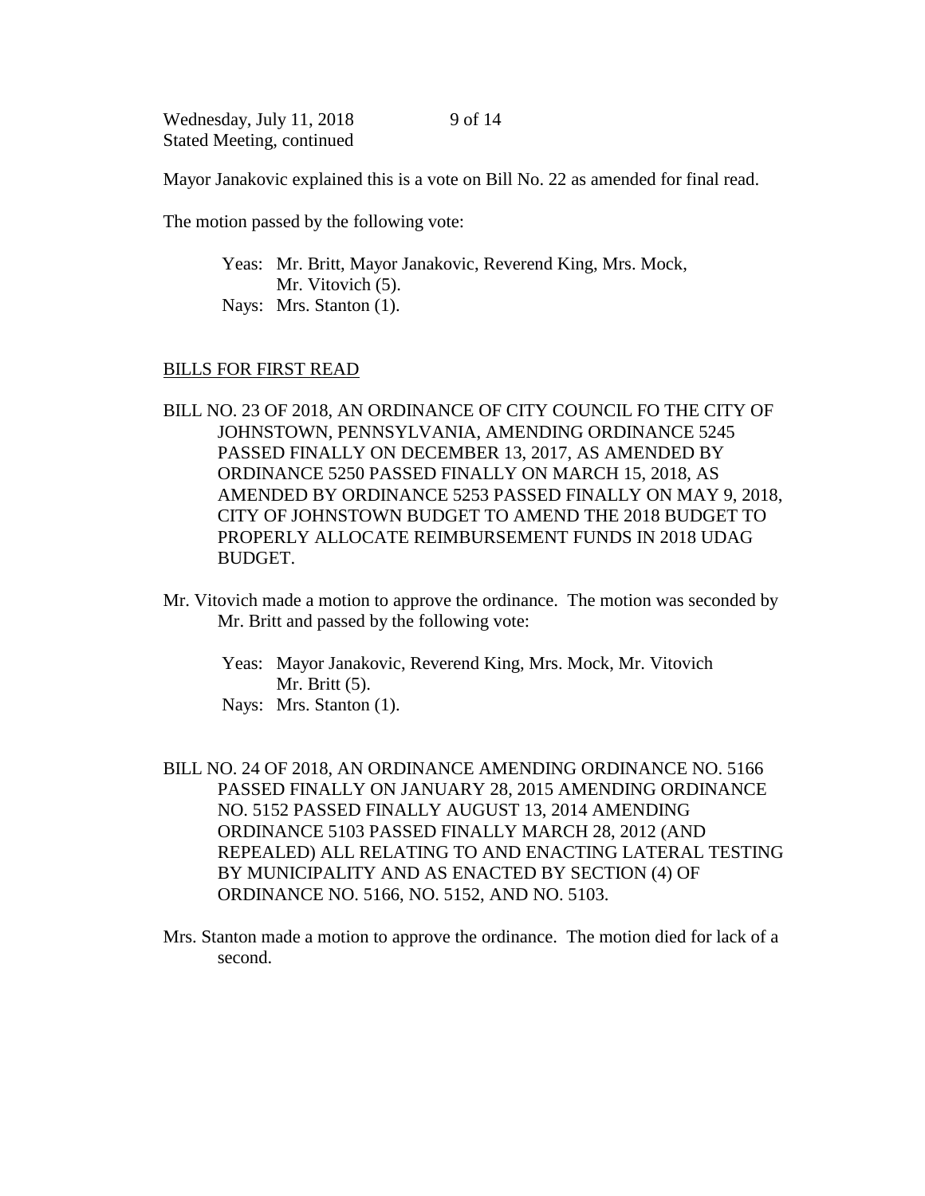Mayor Janakovic explained this is a vote on Bill No. 22 as amended for final read.

The motion passed by the following vote:

> Yeas: Mr. Britt, Mayor Janakovic, Reverend King, Mrs. Mock, Mr. Vitovich (5).
> Nays: Mrs. Stanton (1).

BILLS FOR FIRST READ

BILL NO. 23 OF 2018, AN ORDINANCE OF CITY COUNCIL FO THE CITY OF JOHNSTOWN, PENNSYLVANIA, AMENDING ORDINANCE 5245 PASSED FINALLY ON DECEMBER 13, 2017, AS AMENDED BY ORDINANCE 5250 PASSED FINALLY ON MARCH 15, 2018, AS AMENDED BY ORDINANCE 5253 PASSED FINALLY ON MAY 9, 2018, CITY OF JOHNSTOWN BUDGET TO AMEND THE 2018 BUDGET TO PROPERLY ALLOCATE REIMBURSEMENT FUNDS IN 2018 UDAG BUDGET.

Mr. Vitovich made a motion to approve the ordinance. The motion was seconded by Mr. Britt and passed by the following vote:

> Yeas: Mayor Janakovic, Reverend King, Mrs. Mock, Mr. Vitovich Mr. Britt (5).
> Nays: Mrs. Stanton (1).

BILL NO. 24 OF 2018, AN ORDINANCE AMENDING ORDINANCE NO. 5166 PASSED FINALLY ON JANUARY 28, 2015 AMENDING ORDINANCE NO. 5152 PASSED FINALLY AUGUST 13, 2014 AMENDING ORDINANCE 5103 PASSED FINALLY MARCH 28, 2012 (AND REPEALED) ALL RELATING TO AND ENACTING LATERAL TESTING BY MUNICIPALITY AND AS ENACTED BY SECTION (4) OF ORDINANCE NO. 5166, NO. 5152, AND NO. 5103.

Mrs. Stanton made a motion to approve the ordinance. The motion died for lack of a second.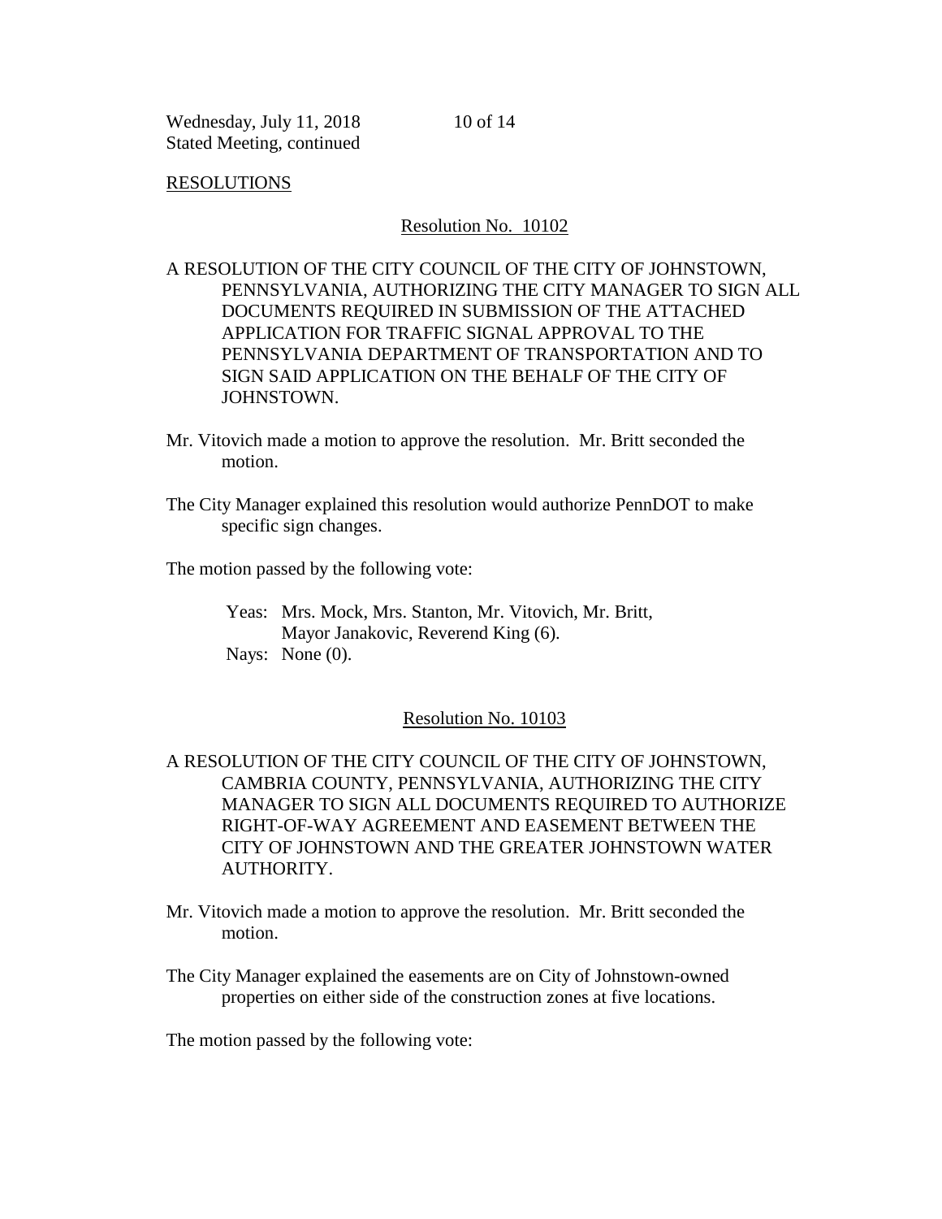RESOLUTIONS

Resolution No. 10102

A RESOLUTION OF THE CITY COUNCIL OF THE CITY OF JOHNSTOWN, PENNSYLVANIA, AUTHORIZING THE CITY MANAGER TO SIGN ALL DOCUMENTS REQUIRED IN SUBMISSION OF THE ATTACHED APPLICATION FOR TRAFFIC SIGNAL APPROVAL TO THE PENNSYLVANIA DEPARTMENT OF TRANSPORTATION AND TO SIGN SAID APPLICATION ON THE BEHALF OF THE CITY OF JOHNSTOWN.

Mr. Vitovich made a motion to approve the resolution. Mr. Britt seconded the motion.

The City Manager explained this resolution would authorize PennDOT to make specific sign changes.

The motion passed by the following vote:

Yeas: Mrs. Mock, Mrs. Stanton, Mr. Vitovich, Mr. Britt, Mayor Janakovic, Reverend King (6).
Nays: None (0).

Resolution No. 10103

A RESOLUTION OF THE CITY COUNCIL OF THE CITY OF JOHNSTOWN, CAMBRIA COUNTY, PENNSYLVANIA, AUTHORIZING THE CITY MANAGER TO SIGN ALL DOCUMENTS REQUIRED TO AUTHORIZE RIGHT-OF-WAY AGREEMENT AND EASEMENT BETWEEN THE CITY OF JOHNSTOWN AND THE GREATER JOHNSTOWN WATER AUTHORITY.

Mr. Vitovich made a motion to approve the resolution. Mr. Britt seconded the motion.

The City Manager explained the easements are on City of Johnstown-owned properties on either side of the construction zones at five locations.

The motion passed by the following vote: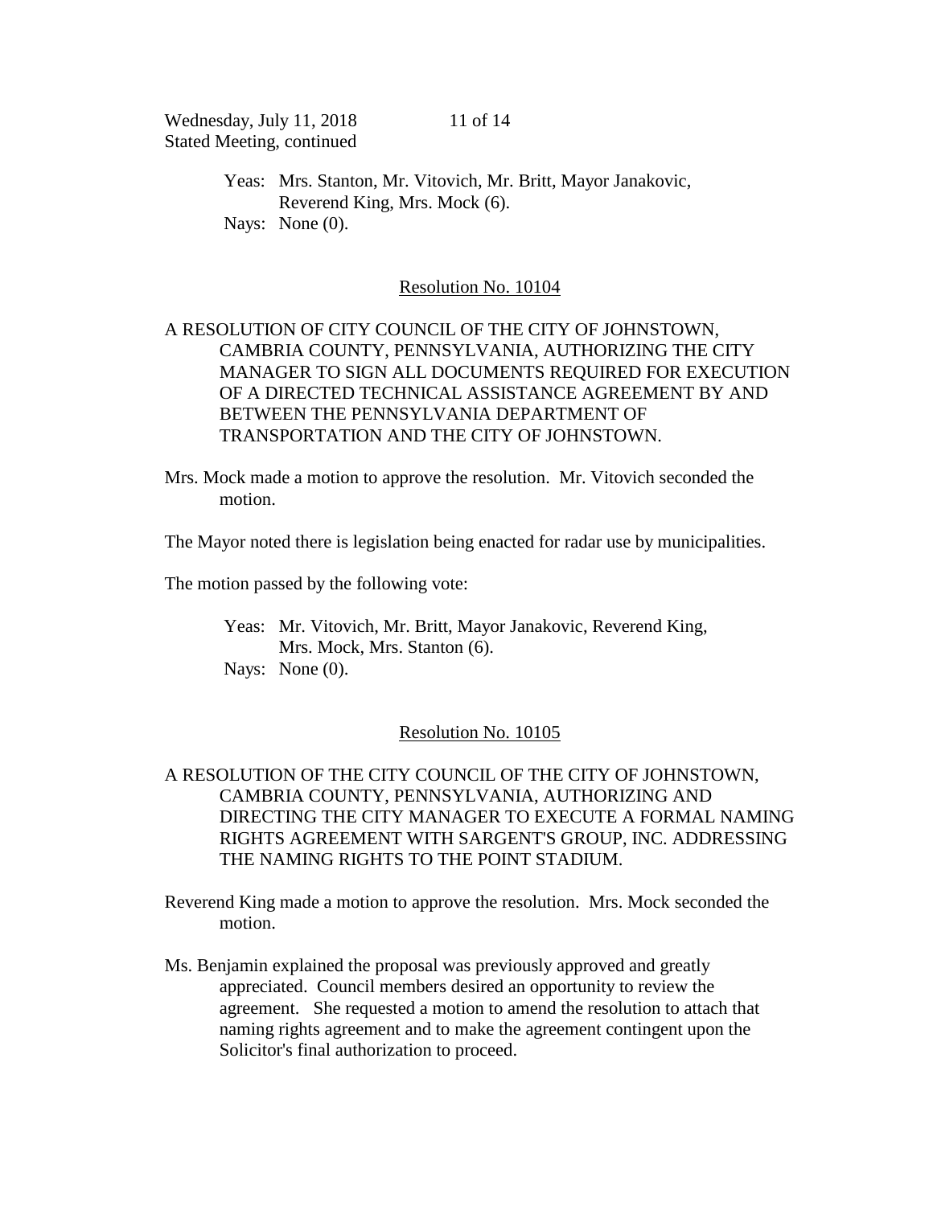Yeas: Mrs. Stanton, Mr. Vitovich, Mr. Britt, Mayor Janakovic, Reverend King, Mrs. Mock (6).
Nays: None (0).

## Resolution No. 10104

A RESOLUTION OF CITY COUNCIL OF THE CITY OF JOHNSTOWN, CAMBRIA COUNTY, PENNSYLVANIA, AUTHORIZING THE CITY MANAGER TO SIGN ALL DOCUMENTS REQUIRED FOR EXECUTION OF A DIRECTED TECHNICAL ASSISTANCE AGREEMENT BY AND BETWEEN THE PENNSYLVANIA DEPARTMENT OF TRANSPORTATION AND THE CITY OF JOHNSTOWN.

Mrs. Mock made a motion to approve the resolution. Mr. Vitovich seconded the motion.

The Mayor noted there is legislation being enacted for radar use by municipalities.

The motion passed by the following vote:

Yeas: Mr. Vitovich, Mr. Britt, Mayor Janakovic, Reverend King, Mrs. Mock, Mrs. Stanton (6).
Nays: None (0).

## Resolution No. 10105

A RESOLUTION OF THE CITY COUNCIL OF THE CITY OF JOHNSTOWN, CAMBRIA COUNTY, PENNSYLVANIA, AUTHORIZING AND DIRECTING THE CITY MANAGER TO EXECUTE A FORMAL NAMING RIGHTS AGREEMENT WITH SARGENT'S GROUP, INC. ADDRESSING THE NAMING RIGHTS TO THE POINT STADIUM.

Reverend King made a motion to approve the resolution. Mrs. Mock seconded the motion.

Ms. Benjamin explained the proposal was previously approved and greatly appreciated. Council members desired an opportunity to review the agreement. She requested a motion to amend the resolution to attach that naming rights agreement and to make the agreement contingent upon the Solicitor's final authorization to proceed.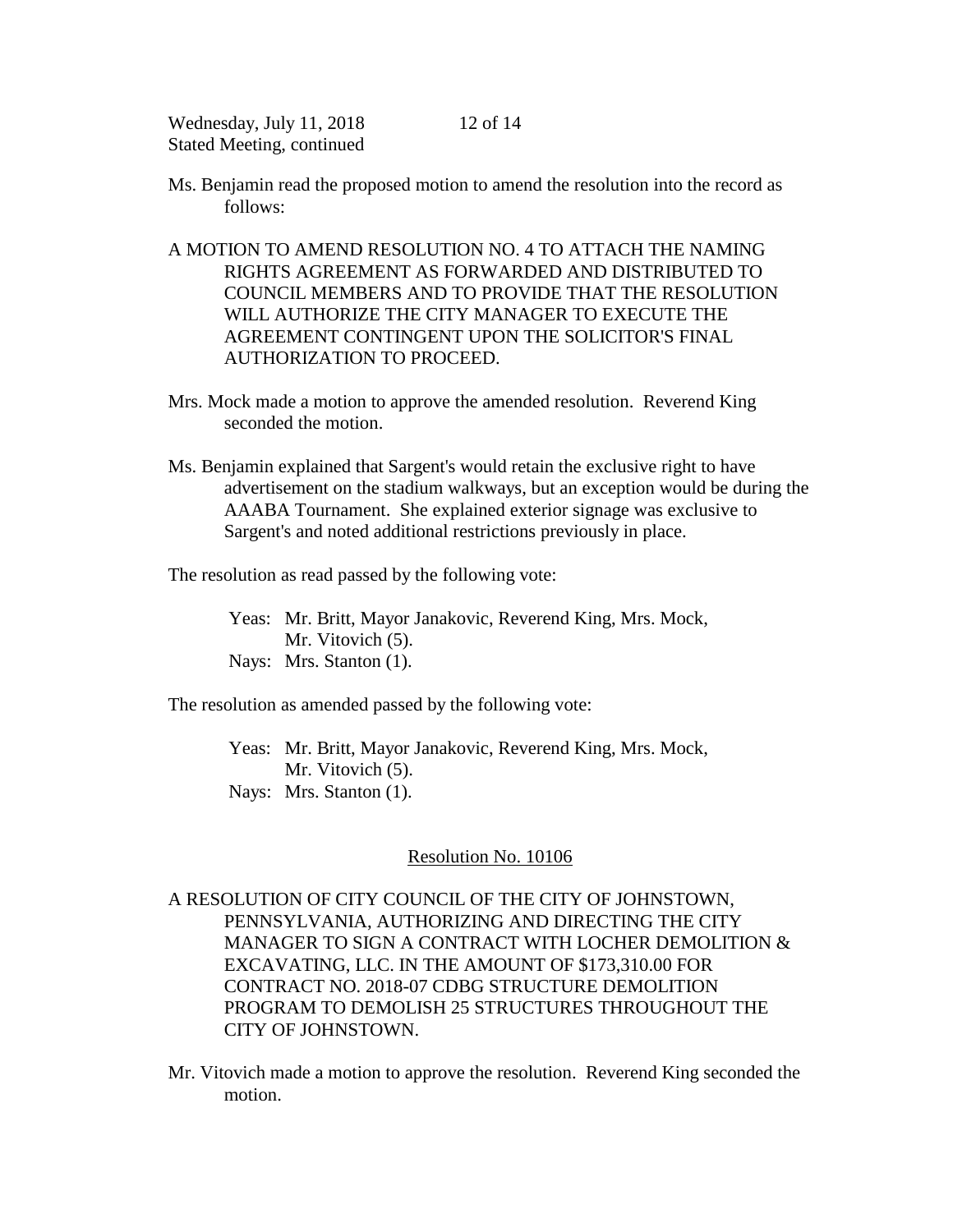Ms. Benjamin read the proposed motion to amend the resolution into the record as follows:

A MOTION TO AMEND RESOLUTION NO. 4 TO ATTACH THE NAMING RIGHTS AGREEMENT AS FORWARDED AND DISTRIBUTED TO COUNCIL MEMBERS AND TO PROVIDE THAT THE RESOLUTION WILL AUTHORIZE THE CITY MANAGER TO EXECUTE THE AGREEMENT CONTINGENT UPON THE SOLICITOR'S FINAL AUTHORIZATION TO PROCEED.

Mrs. Mock made a motion to approve the amended resolution. Reverend King seconded the motion.

Ms. Benjamin explained that Sargent's would retain the exclusive right to have advertisement on the stadium walkways, but an exception would be during the AAABA Tournament. She explained exterior signage was exclusive to Sargent's and noted additional restrictions previously in place.

The resolution as read passed by the following vote:

Yeas: Mr. Britt, Mayor Janakovic, Reverend King, Mrs. Mock, Mr. Vitovich (5).
Nays: Mrs. Stanton (1).

The resolution as amended passed by the following vote:

Yeas: Mr. Britt, Mayor Janakovic, Reverend King, Mrs. Mock, Mr. Vitovich (5).
Nays: Mrs. Stanton (1).

## Resolution No. 10106

A RESOLUTION OF CITY COUNCIL OF THE CITY OF JOHNSTOWN, PENNSYLVANIA, AUTHORIZING AND DIRECTING THE CITY MANAGER TO SIGN A CONTRACT WITH LOCHER DEMOLITION & EXCAVATING, LLC. IN THE AMOUNT OF $173,310.00 FOR CONTRACT NO. 2018-07 CDBG STRUCTURE DEMOLITION PROGRAM TO DEMOLISH 25 STRUCTURES THROUGHOUT THE CITY OF JOHNSTOWN.

Mr. Vitovich made a motion to approve the resolution. Reverend King seconded the motion.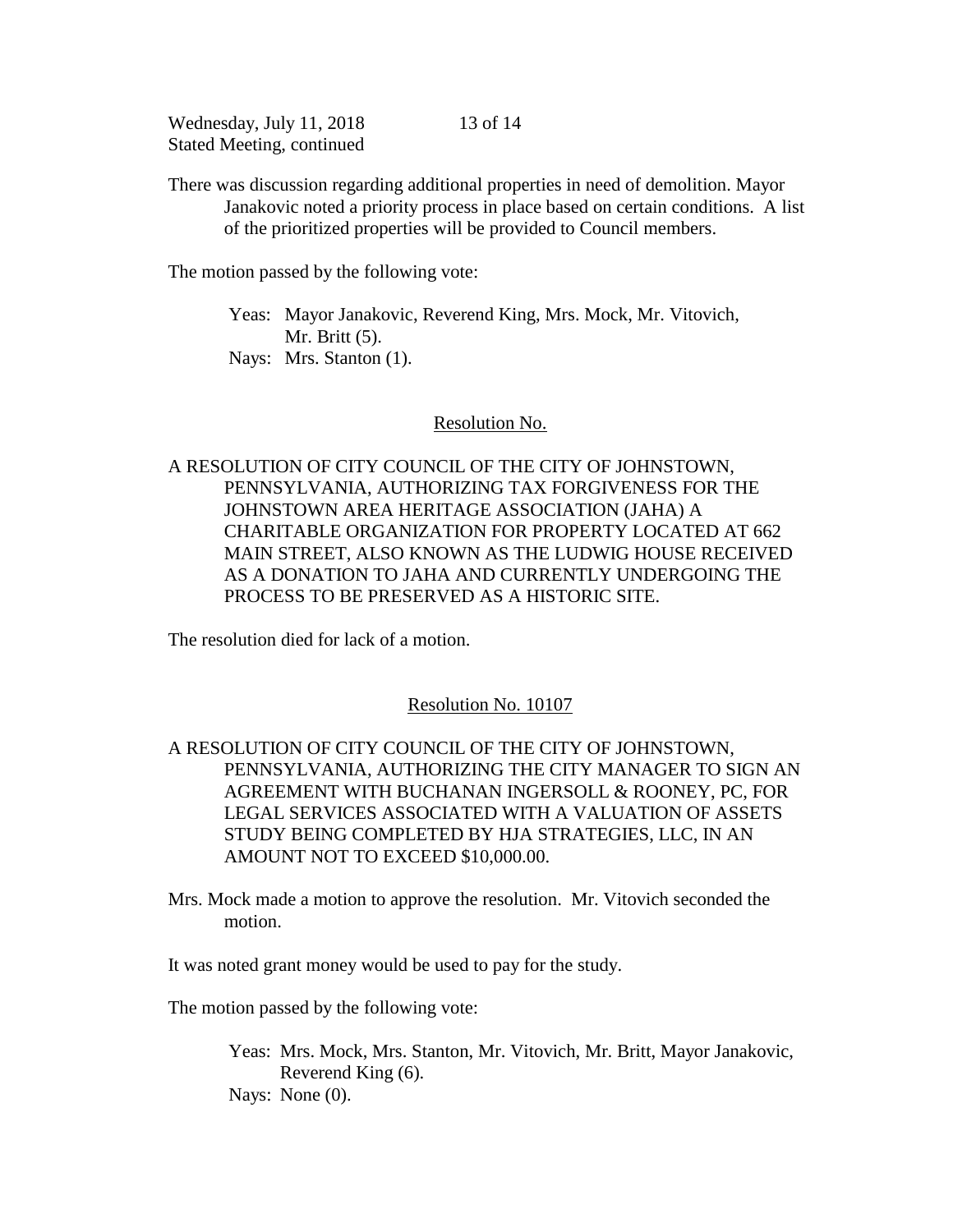There was discussion regarding additional properties in need of demolition. Mayor Janakovic noted a priority process in place based on certain conditions. A list of the prioritized properties will be provided to Council members.

The motion passed by the following vote:

> Yeas: Mayor Janakovic, Reverend King, Mrs. Mock, Mr. Vitovich, Mr. Britt (5).
> Nays: Mrs. Stanton (1).

<u>Resolution No.</u>

A RESOLUTION OF CITY COUNCIL OF THE CITY OF JOHNSTOWN, PENNSYLVANIA, AUTHORIZING TAX FORGIVENESS FOR THE JOHNSTOWN AREA HERITAGE ASSOCIATION (JAHA) A CHARITABLE ORGANIZATION FOR PROPERTY LOCATED AT 662 MAIN STREET, ALSO KNOWN AS THE LUDWIG HOUSE RECEIVED AS A DONATION TO JAHA AND CURRENTLY UNDERGOING THE PROCESS TO BE PRESERVED AS A HISTORIC SITE.

The resolution died for lack of a motion.

<u>Resolution No. 10107</u>

A RESOLUTION OF CITY COUNCIL OF THE CITY OF JOHNSTOWN, PENNSYLVANIA, AUTHORIZING THE CITY MANAGER TO SIGN AN AGREEMENT WITH BUCHANAN INGERSOLL & ROONEY, PC, FOR LEGAL SERVICES ASSOCIATED WITH A VALUATION OF ASSETS STUDY BEING COMPLETED BY HJA STRATEGIES, LLC, IN AN AMOUNT NOT TO EXCEED $10,000.00.

Mrs. Mock made a motion to approve the resolution. Mr. Vitovich seconded the motion.

It was noted grant money would be used to pay for the study.

The motion passed by the following vote:

> Yeas: Mrs. Mock, Mrs. Stanton, Mr. Vitovich, Mr. Britt, Mayor Janakovic, Reverend King (6).
> Nays: None (0).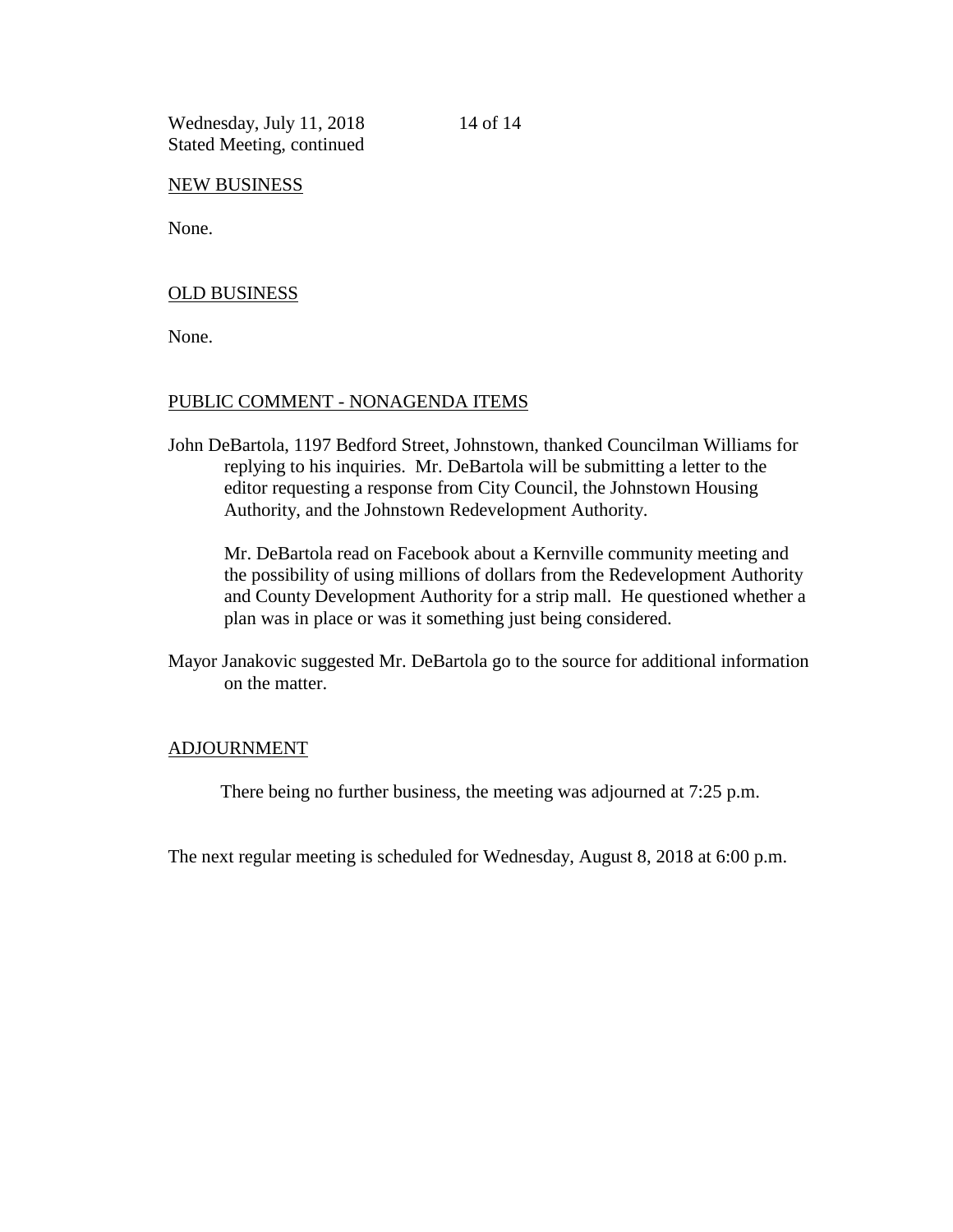Wednesday, July 11, 2018
Stated Meeting, continued

## NEW BUSINESS

None.

## OLD BUSINESS

None.

## PUBLIC COMMENT - NONAGENDA ITEMS

John DeBartola, 1197 Bedford Street, Johnstown, thanked Councilman Williams for replying to his inquiries. Mr. DeBartola will be submitting a letter to the editor requesting a response from City Council, the Johnstown Housing Authority, and the Johnstown Redevelopment Authority.

Mr. DeBartola read on Facebook about a Kernville community meeting and the possibility of using millions of dollars from the Redevelopment Authority and County Development Authority for a strip mall. He questioned whether a plan was in place or was it something just being considered.

Mayor Janakovic suggested Mr. DeBartola go to the source for additional information on the matter.

## ADJOURNMENT

There being no further business, the meeting was adjourned at 7:25 p.m.

The next regular meeting is scheduled for Wednesday, August 8, 2018 at 6:00 p.m.